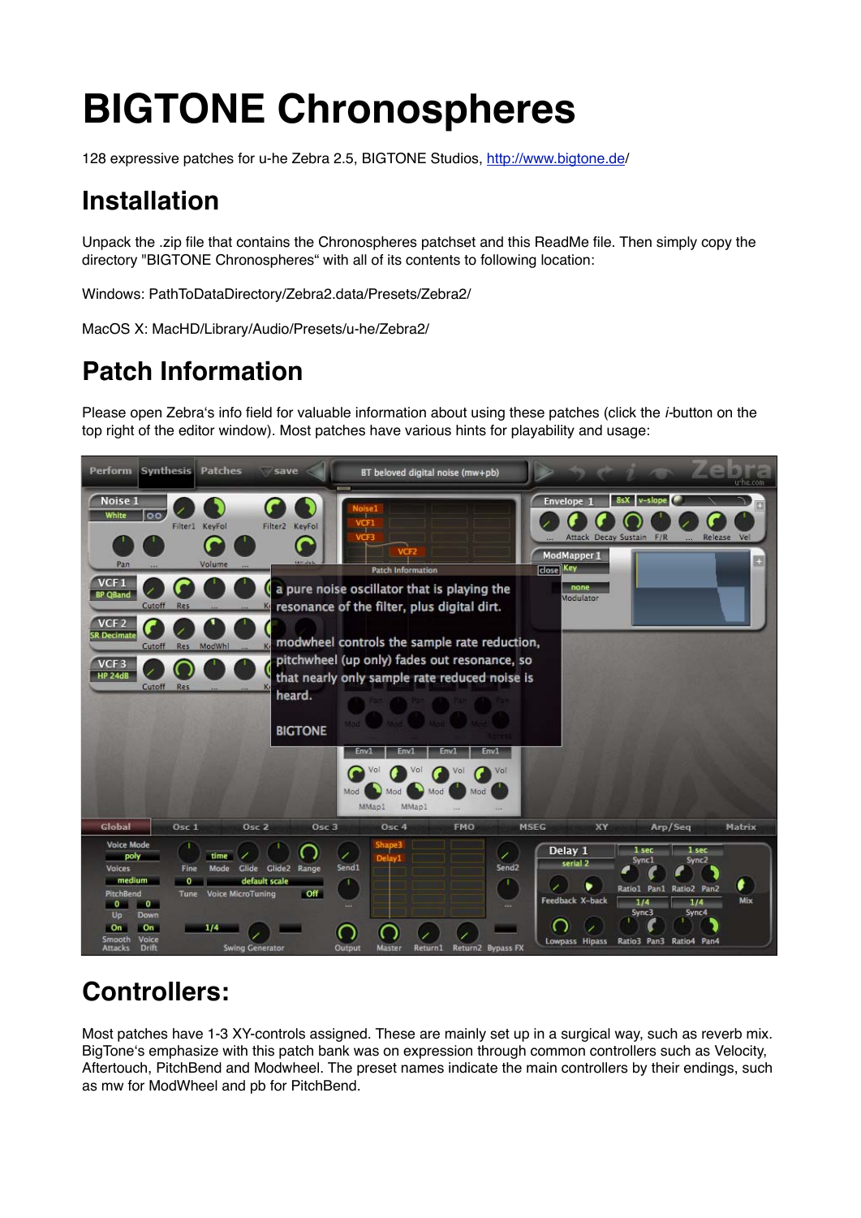# BIGTONE Chronospheres

128 expressive patches for u-he Zebra 2.5, BIGTONE Studios, http://www.bigtone.de/

## Installation

Unpack the .zip file that contains the Chronospheres patchset and this ReadMe file. Then simply copy the directory "BIGTONE Chronospheres" with all of its contents to following location:

Windows: PathToDataDirectory/Zebra2.data/Presets/Zebra2/

MacOS X: MacHD/Library/Audio/Presets/u-he/Zebra2/

## Patch Information

Please open Zebra's info field for valuable information about using these patches (click the *i*-button on the top right of the editor window). Most patches have various hints for playability and usage:

## Controllers:

Most patches have 1-3 XY-controls assigned. These are mainly set up in a surgical way, such as reverb mix. BigTone's emphasize with this patch bank was on expression through common controllers such as Velocity, Aftertouch, PitchBend and Modwheel. The preset names indicate the main controllers by their endings, such as mw for ModWheel and pb for PitchBend.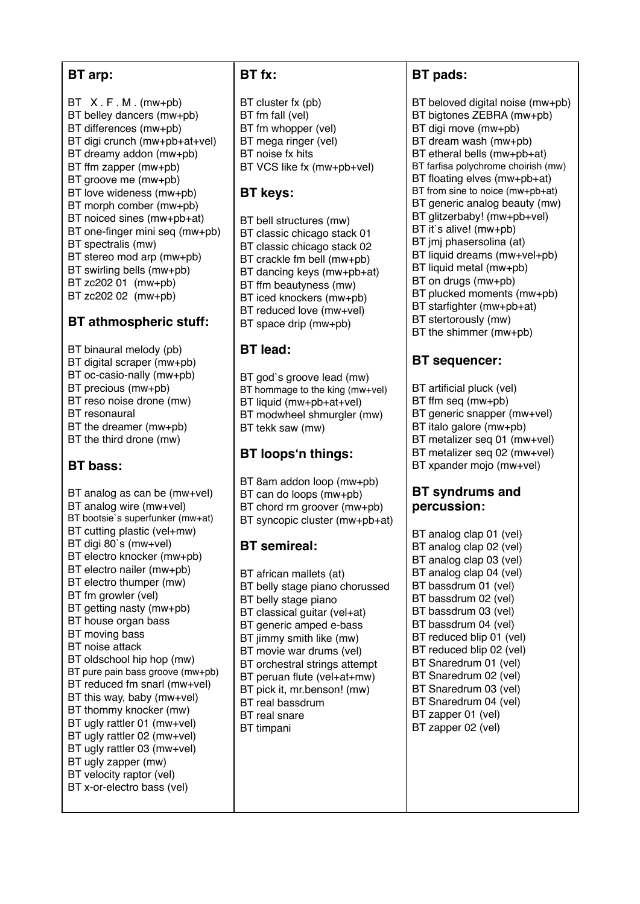## BT arp:

BT X . F . M . (mw+pb)
BT belley dancers (mw+pb)
BT differences (mw+pb)
BT digi crunch (mw+pb+at+vel)
BT dreamy addon (mw+pb)
BT ffm zapper (mw+pb)
BT groove me (mw+pb)
BT love wideness (mw+pb)
BT morph comber (mw+pb)
BT noiced sines (mw+pb+at)
BT one-finger mini seq (mw+pb)
BT spectralis (mw)
BT stereo mod arp (mw+pb)
BT swirling bells (mw+pb)
BT zc202 01 (mw+pb)
BT zc202 02 (mw+pb)

## BT athmospheric stuff:

BT binaural melody (pb)
BT digital scraper (mw+pb)
BT oc-casio-nally (mw+pb)
BT precious (mw+pb)
BT reso noise drone (mw)
BT resonaural
BT the dreamer (mw+pb)
BT the third drone (mw)

## BT bass:

BT analog as can be (mw+vel)
BT analog wire (mw+vel)
BT bootsie`s superfunker (mw+at)
BT cutting plastic (vel+mw)
BT digi 80`s (mw+vel)
BT electro knocker (mw+pb)
BT electro nailer (mw+pb)
BT electro thumper (mw)
BT fm growler (vel)
BT getting nasty (mw+pb)
BT house organ bass
BT moving bass
BT noise attack
BT oldschool hip hop (mw)
BT pure pain bass groove (mw+pb)
BT reduced fm snarl (mw+vel)
BT this way, baby (mw+vel)
BT thommy knocker (mw)
BT ugly rattler 01 (mw+vel)
BT ugly rattler 02 (mw+vel)
BT ugly rattler 03 (mw+vel)
BT ugly zapper (mw)
BT velocity raptor (vel)
BT x-or-electro bass (vel)

## BT fx:

BT cluster fx (pb)
BT fm fall (vel)
BT fm whopper (vel)
BT mega ringer (vel)
BT noise fx hits
BT VCS like fx (mw+pb+vel)

## BT keys:

BT bell structures (mw)
BT classic chicago stack 01
BT classic chicago stack 02
BT crackle fm bell (mw+pb)
BT dancing keys (mw+pb+at)
BT ffm beautyness (mw)
BT iced knockers (mw+pb)
BT reduced love (mw+vel)
BT space drip (mw+pb)

## BT lead:

BT god`s groove lead (mw)
BT hommage to the king (mw+vel)
BT liquid (mw+pb+at+vel)
BT modwheel shmurgler (mw)
BT tekk saw (mw)

## BT loops'n things:

BT 8am addon loop (mw+pb)
BT can do loops (mw+pb)
BT chord rm groover (mw+pb)
BT syncopic cluster (mw+pb+at)

## BT semireal:

BT african mallets (at)
BT belly stage piano chorussed
BT belly stage piano
BT classical guitar (vel+at)
BT generic amped e-bass
BT jimmy smith like (mw)
BT movie war drums (vel)
BT orchestral strings attempt
BT peruan flute (vel+at+mw)
BT pick it, mr.benson! (mw)
BT real bassdrum
BT real snare
BT timpani

## BT pads:

BT beloved digital noise (mw+pb)
BT bigtones ZEBRA (mw+pb)
BT digi move (mw+pb)
BT dream wash (mw+pb)
BT etheral bells (mw+pb+at)
BT farfisa polychrome choirish (mw)
BT floating elves (mw+pb+at)
BT from sine to noice (mw+pb+at)
BT generic analog beauty (mw)
BT glitzerbaby! (mw+pb+vel)
BT it`s alive! (mw+pb)
BT jmj phasersolina (at)
BT liquid dreams (mw+vel+pb)
BT liquid metal (mw+pb)
BT on drugs (mw+pb)
BT plucked moments (mw+pb)
BT starfighter (mw+pb+at)
BT stertorously (mw)
BT the shimmer (mw+pb)

## BT sequencer:

BT artificial pluck (vel)
BT ffm seq (mw+pb)
BT generic snapper (mw+vel)
BT italo galore (mw+pb)
BT metalizer seq 01 (mw+vel)
BT metalizer seq 02 (mw+vel)
BT xpander mojo (mw+vel)

## BT syndrums and percussion:

BT analog clap 01 (vel)
BT analog clap 02 (vel)
BT analog clap 03 (vel)
BT analog clap 04 (vel)
BT bassdrum 01 (vel)
BT bassdrum 02 (vel)
BT bassdrum 03 (vel)
BT bassdrum 04 (vel)
BT reduced blip 01 (vel)
BT reduced blip 02 (vel)
BT Snaredrum 01 (vel)
BT Snaredrum 02 (vel)
BT Snaredrum 03 (vel)
BT Snaredrum 04 (vel)
BT zapper 01 (vel)
BT zapper 02 (vel)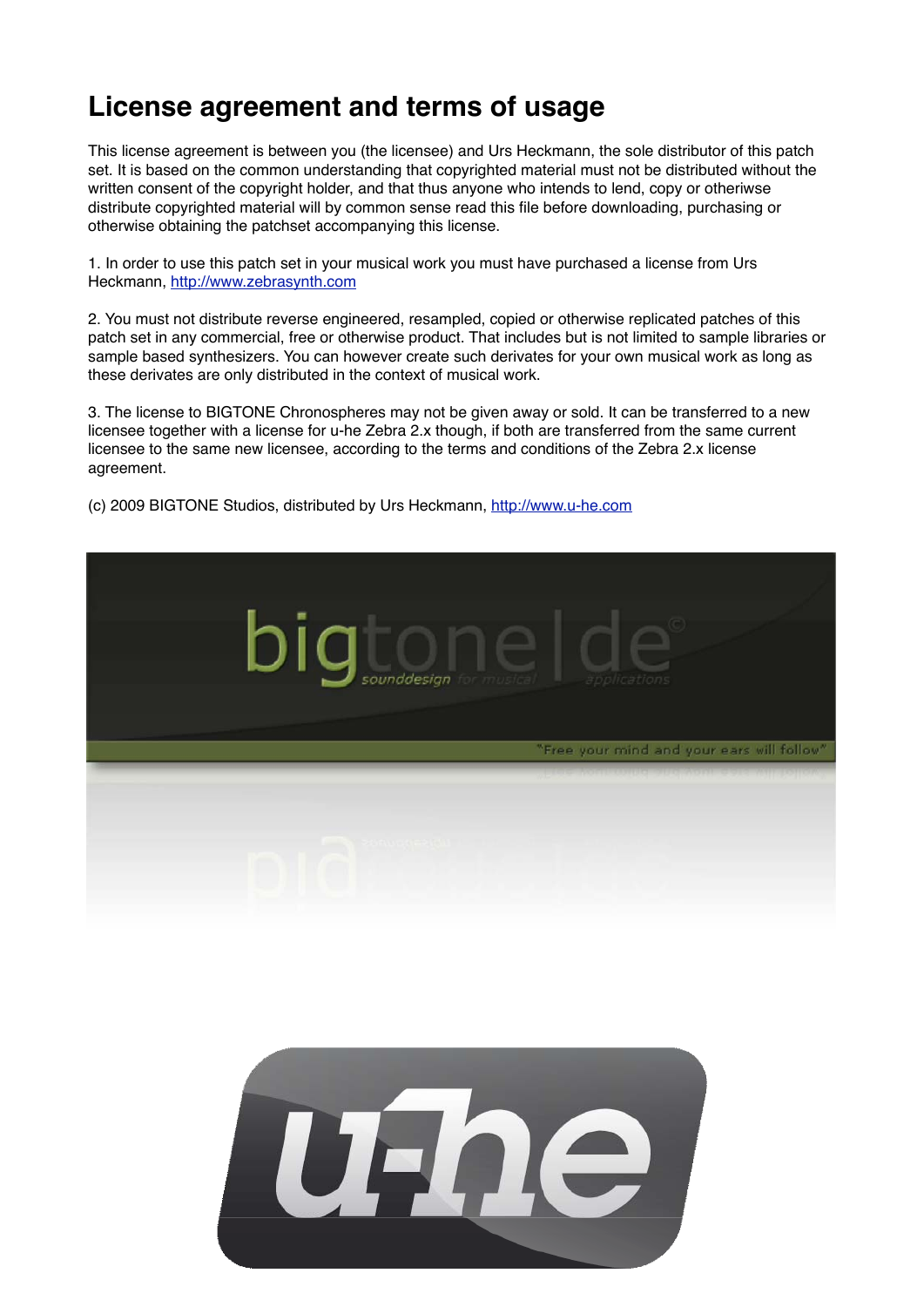# License agreement and terms of usage

This license agreement is between you (the licensee) and Urs Heckmann, the sole distributor of this patch set. It is based on the common understanding that copyrighted material must not be distributed without the written consent of the copyright holder, and that thus anyone who intends to lend, copy or otheriwse distribute copyrighted material will by common sense read this file before downloading, purchasing or otherwise obtaining the patchset accompanying this license.

1. In order to use this patch set in your musical work you must have purchased a license from Urs Heckmann, http://www.zebrasynth.com

2. You must not distribute reverse engineered, resampled, copied or otherwise replicated patches of this patch set in any commercial, free or otherwise product. That includes but is not limited to sample libraries or sample based synthesizers. You can however create such derivates for your own musical work as long as these derivates are only distributed in the context of musical work.

3. The license to BIGTONE Chronospheres may not be given away or sold. It can be transferred to a new licensee together with a license for u-he Zebra 2.x though, if both are transferred from the same current licensee to the same new licensee, according to the terms and conditions of the Zebra 2.x license agreement.

(c) 2009 BIGTONE Studios, distributed by Urs Heckmann, http://www.u-he.com